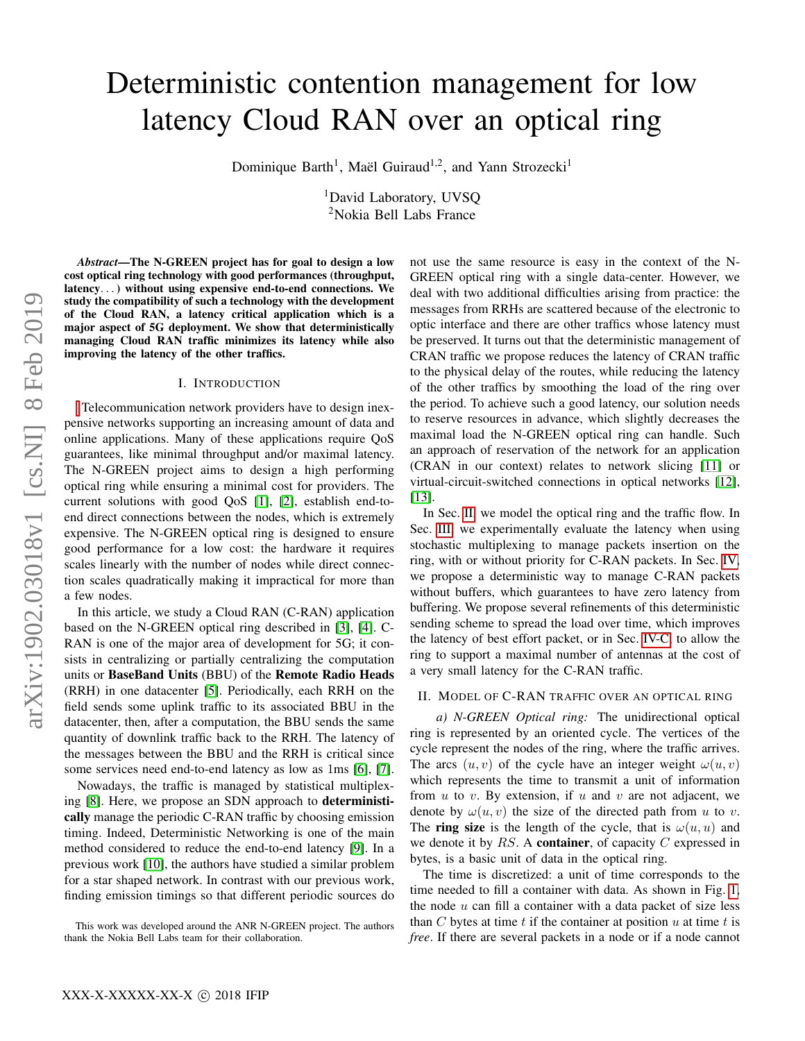# Deterministic contention management for low latency Cloud RAN over an optical ring

Dominique Barth[1], Maël Guiraud[1,2], and Yann Strozecki[1]

[1]David Laboratory, UVSQ
[2]Nokia Bell Labs France

***Abstract*—The N-GREEN project has for goal to design a low cost optical ring technology with good performances (throughput, latency. . . ) without using expensive end-to-end connections. We study the compatibility of such a technology with the development of the Cloud RAN, a latency critical application which is a major aspect of 5G deployment. We show that deterministically managing Cloud RAN traffic minimizes its latency while also improving the latency of the other traffics.**

## I. Introduction

Telecommunication network providers have to design inexpensive networks supporting an increasing amount of data and online applications. Many of these applications require QoS guarantees, like minimal throughput and/or maximal latency. The N-GREEN project aims to design a high performing optical ring while ensuring a minimal cost for providers. The current solutions with good QoS [1], [2], establish end-to-end direct connections between the nodes, which is extremely expensive. The N-GREEN optical ring is designed to ensure good performance for a low cost: the hardware it requires scales linearly with the number of nodes while direct connection scales quadratically making it impractical for more than a few nodes.

In this article, we study a Cloud RAN (C-RAN) application based on the N-GREEN optical ring described in [3], [4]. C-RAN is one of the major area of development for 5G; it consists in centralizing or partially centralizing the computation units or **BaseBand Units** (BBU) of the **Remote Radio Heads** (RRH) in one datacenter [5]. Periodically, each RRH on the field sends some uplink traffic to its associated BBU in the datacenter, then, after a computation, the BBU sends the same quantity of downlink traffic back to the RRH. The latency of the messages between the BBU and the RRH is critical since some services need end-to-end latency as low as 1ms [6], [7].

Nowadays, the traffic is managed by statistical multiplexing [8]. Here, we propose an SDN approach to **deterministically** manage the periodic C-RAN traffic by choosing emission timing. Indeed, Deterministic Networking is one of the main method considered to reduce the end-to-end latency [9]. In a previous work [10], the authors have studied a similar problem for a star shaped network. In contrast with our previous work, finding emission timings so that different periodic sources do not use the same resource is easy in the context of the N-GREEN optical ring with a single data-center. However, we deal with two additional difficulties arising from practice: the messages from RRHs are scattered because of the electronic to optic interface and there are other traffics whose latency must be preserved. It turns out that the deterministic management of CRAN traffic we propose reduces the latency of CRAN traffic to the physical delay of the routes, while reducing the latency of the other traffics by smoothing the load of the ring over the period. To achieve such a good latency, our solution needs to reserve resources in advance, which slightly decreases the maximal load the N-GREEN optical ring can handle. Such an approach of reservation of the network for an application (CRAN in our context) relates to network slicing [11] or virtual-circuit-switched connections in optical networks [12], [13].

In Sec. II we model the optical ring and the traffic flow. In Sec. III we experimentally evaluate the latency when using stochastic multiplexing to manage packets insertion on the ring, with or without priority for C-RAN packets. In Sec. IV, we propose a deterministic way to manage C-RAN packets without buffers, which guarantees to have zero latency from buffering. We propose several refinements of this deterministic sending scheme to spread the load over time, which improves the latency of best effort packet, or in Sec. IV-C to allow the ring to support a maximal number of antennas at the cost of a very small latency for the C-RAN traffic.

## II. Model of C-RAN traffic over an optical ring

*a) N-GREEN Optical ring:* The unidirectional optical ring is represented by an oriented cycle. The vertices of the cycle represent the nodes of the ring, where the traffic arrives. The arcs $(u, v)$ of the cycle have an integer weight $\omega(u, v)$ which represents the time to transmit a unit of information from $u$ to $v$. By extension, if $u$ and $v$ are not adjacent, we denote by $\omega(u, v)$ the size of the directed path from $u$ to $v$. The **ring size** is the length of the cycle, that is $\omega(u, u)$ and we denote it by $RS$. A **container**, of capacity $C$ expressed in bytes, is a basic unit of data in the optical ring.

The time is discretized: a unit of time corresponds to the time needed to fill a container with data. As shown in Fig. 1, the node $u$ can fill a container with a data packet of size less than $C$ bytes at time $t$ if the container at position $u$ at time $t$ is *free*. If there are several packets in a node or if a node cannot

This work was developed around the ANR N-GREEN project. The authors thank the Nokia Bell Labs team for their collaboration.

XXX-X-XXXXX-XX-X © 2018 IFIP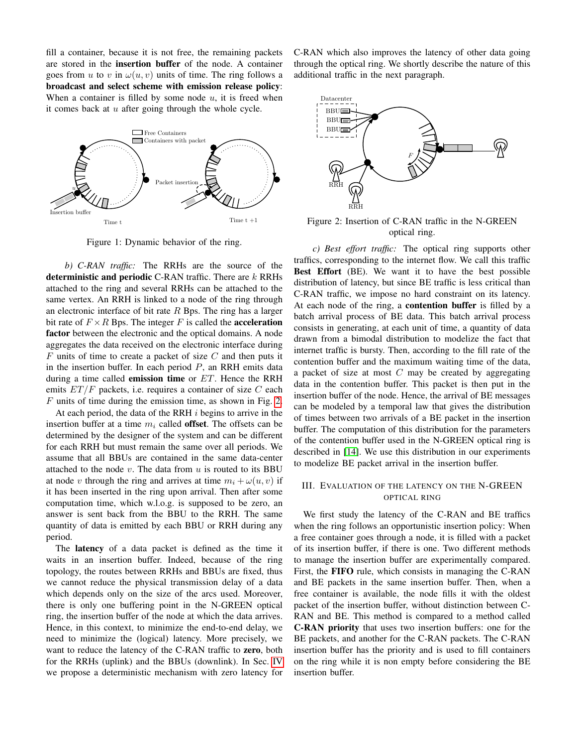fill a container, because it is not free, the remaining packets are stored in the **insertion buffer** of the node. A container goes from $u$ to $v$ in $\omega(u,v)$ units of time. The ring follows a **broadcast and select scheme with emission release policy**: When a container is filled by some node $u$, it is freed when it comes back at $u$ after going through the whole cycle.

Free Containers
Containers with packet
Packet insertion
Insertion buffer
Time t
Time t +1

Figure 1: Dynamic behavior of the ring.

*b) C-RAN traffic:* The RRHs are the source of the **deterministic and periodic** C-RAN traffic. There are $k$ RRHs attached to the ring and several RRHs can be attached to the same vertex. An RRH is linked to a node of the ring through an electronic interface of bit rate $R$ Bps. The ring has a larger bit rate of $F \times R$ Bps. The integer $F$ is called the **acceleration factor** between the electronic and the optical domains. A node aggregates the data received on the electronic interface during $F$ units of time to create a packet of size $C$ and then puts it in the insertion buffer. In each period $P$, an RRH emits data during a time called **emission time** or $ET$. Hence the RRH emits $ET/F$ packets, i.e. requires a container of size $C$ each $F$ units of time during the emission time, as shown in Fig. 2.

At each period, the data of the RRH $i$ begins to arrive in the insertion buffer at a time $m_i$ called **offset**. The offsets can be determined by the designer of the system and can be different for each RRH but must remain the same over all periods. We assume that all BBUs are contained in the same data-center attached to the node $v$. The data from $u$ is routed to its BBU at node $v$ through the ring and arrives at time $m_i + \omega(u,v)$ if it has been inserted in the ring upon arrival. Then after some computation time, which w.l.o.g. is supposed to be zero, an answer is sent back from the BBU to the RRH. The same quantity of data is emitted by each BBU or RRH during any period.

The **latency** of a data packet is defined as the time it waits in an insertion buffer. Indeed, because of the ring topology, the routes between RRHs and BBUs are fixed, thus we cannot reduce the physical transmission delay of a data which depends only on the size of the arcs used. Moreover, there is only one buffering point in the N-GREEN optical ring, the insertion buffer of the node at which the data arrives. Hence, in this context, to minimize the end-to-end delay, we need to minimize the (logical) latency. More precisely, we want to reduce the latency of the C-RAN traffic to **zero**, both for the RRHs (uplink) and the BBUs (downlink). In Sec. IV we propose a deterministic mechanism with zero latency for C-RAN which also improves the latency of other data going through the optical ring. We shortly describe the nature of this additional traffic in the next paragraph.

Datacenter
BBU
BBU
BBU
$F$
RRH
RRH

Figure 2: Insertion of C-RAN traffic in the N-GREEN optical ring.

*c) Best effort traffic:* The optical ring supports other traffics, corresponding to the internet flow. We call this traffic **Best Effort** (BE). We want it to have the best possible distribution of latency, but since BE traffic is less critical than C-RAN traffic, we impose no hard constraint on its latency. At each node of the ring, a **contention buffer** is filled by a batch arrival process of BE data. This batch arrival process consists in generating, at each unit of time, a quantity of data drawn from a bimodal distribution to modelize the fact that internet traffic is bursty. Then, according to the fill rate of the contention buffer and the maximum waiting time of the data, a packet of size at most $C$ may be created by aggregating data in the contention buffer. This packet is then put in the insertion buffer of the node. Hence, the arrival of BE messages can be modeled by a temporal law that gives the distribution of times between two arrivals of a BE packet in the insertion buffer. The computation of this distribution for the parameters of the contention buffer used in the N-GREEN optical ring is described in [14]. We use this distribution in our experiments to modelize BE packet arrival in the insertion buffer.

## III. Evaluation of the latency on the N-GREEN optical ring

We first study the latency of the C-RAN and BE traffics when the ring follows an opportunistic insertion policy: When a free container goes through a node, it is filled with a packet of its insertion buffer, if there is one. Two different methods to manage the insertion buffer are experimentally compared. First, the **FIFO** rule, which consists in managing the C-RAN and BE packets in the same insertion buffer. Then, when a free container is available, the node fills it with the oldest packet of the insertion buffer, without distinction between C-RAN and BE. This method is compared to a method called **C-RAN priority** that uses two insertion buffers: one for the BE packets, and another for the C-RAN packets. The C-RAN insertion buffer has the priority and is used to fill containers on the ring while it is non empty before considering the BE insertion buffer.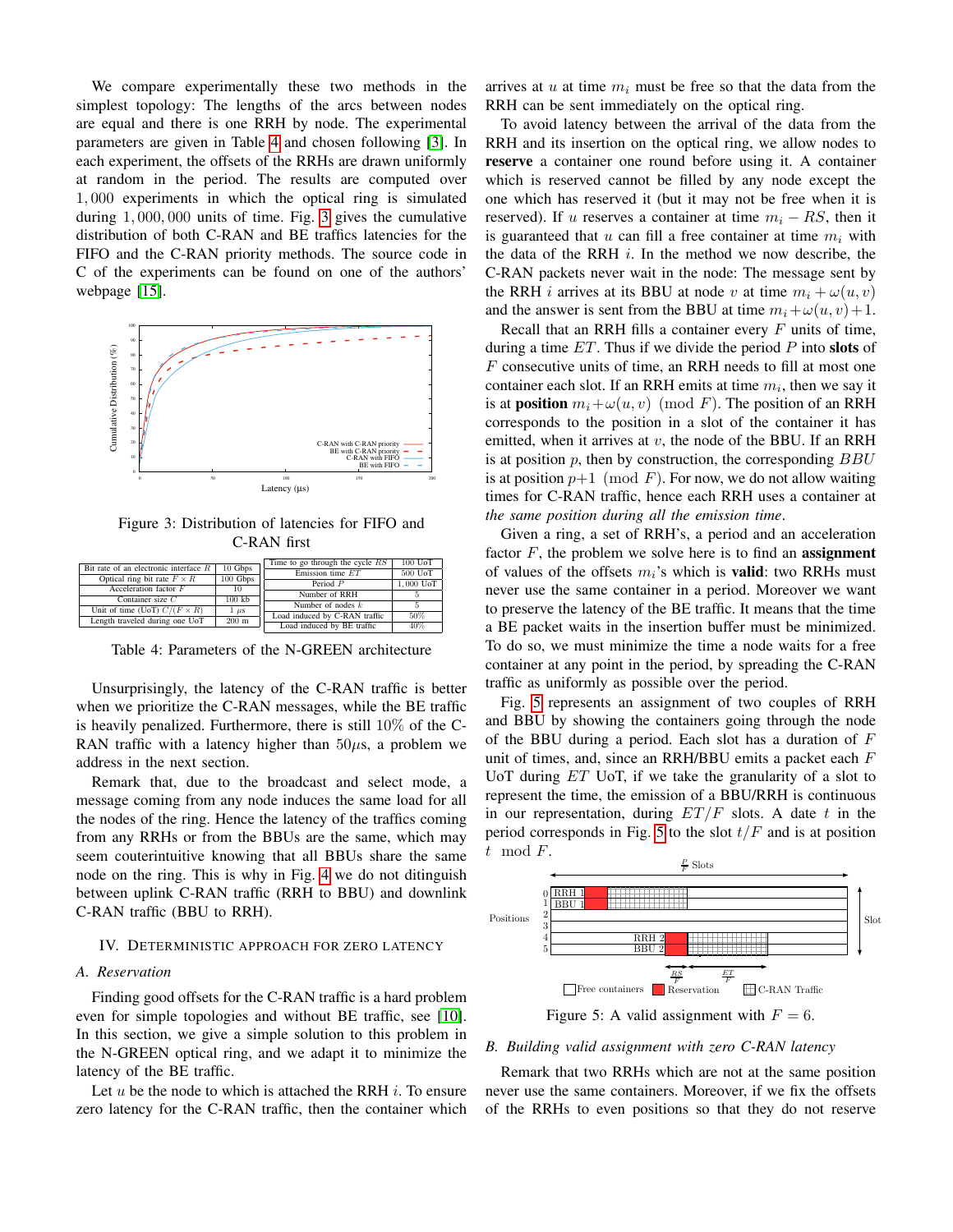We compare experimentally these two methods in the simplest topology: The lengths of the arcs between nodes are equal and there is one RRH by node. The experimental parameters are given in Table 4 and chosen following [3]. In each experiment, the offsets of the RRHs are drawn uniformly at random in the period. The results are computed over $1,000$ experiments in which the optical ring is simulated during $1,000,000$ units of time. Fig. 3 gives the cumulative distribution of both C-RAN and BE traffics latencies for the FIFO and the C-RAN priority methods. The source code in C of the experiments can be found on one of the authors' webpage [15].

Cumulative Distribution (%)
100
90
80
70
60
50
40
30
20
10
0
0
50
100
150
200
Latency (μs)
C-RAN with C-RAN priority
BE with C-RAN priority
C-RAN with FIFO
BE with FIFO

Figure 3: Distribution of latencies for FIFO and C-RAN first

| | |
|---|---|
| Bit rate of an electronic interface $R$ | 10 Gbps |
| Optical ring bit rate $F \times R$ | 100 Gbps |
| Acceleration factor $F$ | 10 |
| Container size $C$ | 100 kb |
| Unit of time (UoT) $C/(F \times R)$ | 1 $\mu s$ |
| Length traveled during one UoT | 200 m |
| Time to go through the cycle $RS$ | 100 UoT |
| Emission time $ET$ | 500 UoT |
| Period $P$ | $1,000$ UoT |
| Number of RRH | 5 |
| Number of nodes $k$ | 5 |
| Load induced by C-RAN traffic | 50% |
| Load induced by BE traffic | 40% |

Table 4: Parameters of the N-GREEN architecture

Unsurprisingly, the latency of the C-RAN traffic is better when we prioritize the C-RAN messages, while the BE traffic is heavily penalized. Furthermore, there is still $10\%$ of the C-RAN traffic with a latency higher than $50\mu s$, a problem we address in the next section.

Remark that, due to the broadcast and select mode, a message coming from any node induces the same load for all the nodes of the ring. Hence the latency of the traffics coming from any RRHs or from the BBUs are the same, which may seem couterintuitive knowing that all BBUs share the same node on the ring. This is why in Fig. 4 we do not ditinguish between uplink C-RAN traffic (RRH to BBU) and downlink C-RAN traffic (BBU to RRH).

## IV. Deterministic approach for zero latency

### A. Reservation

Finding good offsets for the C-RAN traffic is a hard problem even for simple topologies and without BE traffic, see [10]. In this section, we give a simple solution to this problem in the N-GREEN optical ring, and we adapt it to minimize the latency of the BE traffic.

Let $u$ be the node to which is attached the RRH $i$. To ensure zero latency for the C-RAN traffic, then the container which arrives at $u$ at time $m_i$ must be free so that the data from the RRH can be sent immediately on the optical ring.

To avoid latency between the arrival of the data from the RRH and its insertion on the optical ring, we allow nodes to **reserve** a container one round before using it. A container which is reserved cannot be filled by any node except the one which has reserved it (but it may not be free when it is reserved). If $u$ reserves a container at time $m_i - RS$, then it is guaranteed that $u$ can fill a free container at time $m_i$ with the data of the RRH $i$. In the method we now describe, the C-RAN packets never wait in the node: The message sent by the RRH $i$ arrives at its BBU at node $v$ at time $m_i + \omega(u,v)$ and the answer is sent from the BBU at time $m_i + \omega(u,v) + 1$.

Recall that an RRH fills a container every $F$ units of time, during a time $ET$. Thus if we divide the period $P$ into **slots** of $F$ consecutive units of time, an RRH needs to fill at most one container each slot. If an RRH emits at time $m_i$, then we say it is at **position** $m_i + \omega(u,v) \pmod F$. The position of an RRH corresponds to the position in a slot of the container it has emitted, when it arrives at $v$, the node of the BBU. If an RRH is at position $p$, then by construction, the corresponding $BBU$ is at position $p+1 \pmod F$. For now, we do not allow waiting times for C-RAN traffic, hence each RRH uses a container at *the same position during all the emission time*.

Given a ring, a set of RRH's, a period and an acceleration factor $F$, the problem we solve here is to find an **assignment** of values of the offsets $m_i$'s which is **valid**: two RRHs must never use the same container in a period. Moreover we want to preserve the latency of the BE traffic. It means that the time a BE packet waits in the insertion buffer must be minimized. To do so, we must minimize the time a node waits for a free container at any point in the period, by spreading the C-RAN traffic as uniformly as possible over the period.

Fig. 5 represents an assignment of two couples of RRH and BBU by showing the containers going through the node of the BBU during a period. Each slot has a duration of $F$ unit of times, and, since an RRH/BBU emits a packet each $F$ UoT during $ET$ UoT, if we take the granularity of a slot to represent the time, the emission of a BBU/RRH is continuous in our representation, during $ET/F$ slots. A date $t$ in the period corresponds in Fig. 5 to the slot $t/F$ and is at position $t \mod F$.

$\frac{P}{F}$ Slots
Positions
0
1
2
3
4
5
RRH 1
BBU 1
RRH 2
BBU 2
Slot
$\frac{RS}{F}$
$\frac{ET}{F}$
Free containers
Reservation
C-RAN Traffic

Figure 5: A valid assignment with $F = 6$.

### B. Building valid assignment with zero C-RAN latency

Remark that two RRHs which are not at the same position never use the same containers. Moreover, if we fix the offsets of the RRHs to even positions so that they do not reserve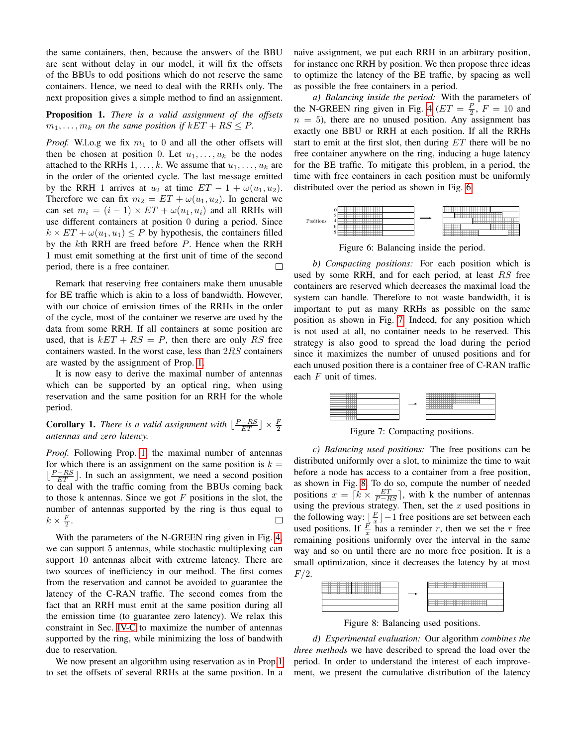the same containers, then, because the answers of the BBU are sent without delay in our model, it will fix the offsets of the BBUs to odd positions which do not reserve the same containers. Hence, we need to deal with the RRHs only. The next proposition gives a simple method to find an assignment.

**Proposition 1.** *There is a valid assignment of the offsets* $m_1, \dots, m_k$ *on the same position if* $kET + RS \leq P$.

*Proof.* W.l.o.g we fix $m_1$ to 0 and all the other offsets will then be chosen at position 0. Let $u_1, \dots, u_k$ be the nodes attached to the RRHs $1, \dots, k$. We assume that $u_1, \dots, u_k$ are in the order of the oriented cycle. The last message emitted by the RRH 1 arrives at $u_2$ at time $ET - 1 + \omega(u_1, u_2)$. Therefore we can fix $m_2 = ET + \omega(u_1, u_2)$. In general we can set $m_i = (i-1) \times ET + \omega(u_1, u_i)$ and all RRHs will use different containers at position 0 during a period. Since $k \times ET + \omega(u_1, u_1) \leq P$ by hypothesis, the containers filled by the $k$th RRH are freed before $P$. Hence when the RRH 1 must emit something at the first unit of time of the second period, there is a free container. □

Remark that reserving free containers make them unusable for BE traffic which is akin to a loss of bandwidth. However, with our choice of emission times of the RRHs in the order of the cycle, most of the container we reserve are used by the data from some RRH. If all containers at some position are used, that is $kET + RS = P$, then there are only $RS$ free containers wasted. In the worst case, less than $2RS$ containers are wasted by the assignment of Prop. 1.

It is now easy to derive the maximal number of antennas which can be supported by an optical ring, when using reservation and the same position for an RRH for the whole period.

**Corollary 1.** *There is a valid assignment with* $\lfloor \frac{P-RS}{ET} \rfloor \times \frac{F}{2}$ *antennas and zero latency.*

*Proof.* Following Prop. 1, the maximal number of antennas for which there is an assignment on the same position is $k = \lfloor \frac{P-RS}{ET} \rfloor$. In such an assignment, we need a second position to deal with the traffic coming from the BBUs coming back to those k antennas. Since we got $F$ positions in the slot, the number of antennas supported by the ring is thus equal to $k \times \frac{F}{2}$. □

With the parameters of the N-GREEN ring given in Fig. 4, we can support 5 antennas, while stochastic multiplexing can support 10 antennas albeit with extreme latency. There are two sources of inefficiency in our method. The first comes from the reservation and cannot be avoided to guarantee the latency of the C-RAN traffic. The second comes from the fact that an RRH must emit at the same position during all the emission time (to guarantee zero latency). We relax this constraint in Sec. IV-C to maximize the number of antennas supported by the ring, while minimizing the loss of bandwith due to reservation.

We now present an algorithm using reservation as in Prop 1 to set the offsets of several RRHs at the same position. In a naive assignment, we put each RRH in an arbitrary position, for instance one RRH by position. We then propose three ideas to optimize the latency of the BE traffic, by spacing as well as possible the free containers in a period.

*a) Balancing inside the period:* With the parameters of the N-GREEN ring given in Fig. 4 ($ET = \frac{P}{2}$, $F = 10$ and $n = 5$), there are no unused position. Any assignment has exactly one BBU or RRH at each position. If all the RRHs start to emit at the first slot, then during $ET$ there will be no free container anywhere on the ring, inducing a huge latency for the BE traffic. To mitigate this problem, in a period, the time with free containers in each position must be uniformly distributed over the period as shown in Fig. 6.

Figure 6: Balancing inside the period.

*b) Compacting positions:* For each position which is used by some RRH, and for each period, at least $RS$ free containers are reserved which decreases the maximal load the system can handle. Therefore to not waste bandwidth, it is important to put as many RRHs as possible on the same position as shown in Fig. 7. Indeed, for any position which is not used at all, no container needs to be reserved. This strategy is also good to spread the load during the period since it maximizes the number of unused positions and for each unused position there is a container free of C-RAN traffic each $F$ unit of times.

Figure 7: Compacting positions.

*c) Balancing used positions:* The free positions can be distributed uniformly over a slot, to minimize the time to wait before a node has access to a container from a free position, as shown in Fig. 8. To do so, compute the number of needed positions $x = \lceil k \times \frac{ET}{P-RS} \rceil$, with k the number of antennas using the previous strategy. Then, set the $x$ used positions in the following way: $\lfloor \frac{F}{x} \rfloor - 1$ free positions are set between each used positions. If $\frac{F}{x}$ has a reminder $r$, then we set the $r$ free remaining positions uniformly over the interval in the same way and so on until there are no more free position. It is a small optimization, since it decreases the latency by at most $F/2$.

Figure 8: Balancing used positions.

*d) Experimental evaluation:* Our algorithm *combines the three methods* we have described to spread the load over the period. In order to understand the interest of each improvement, we present the cumulative distribution of the latency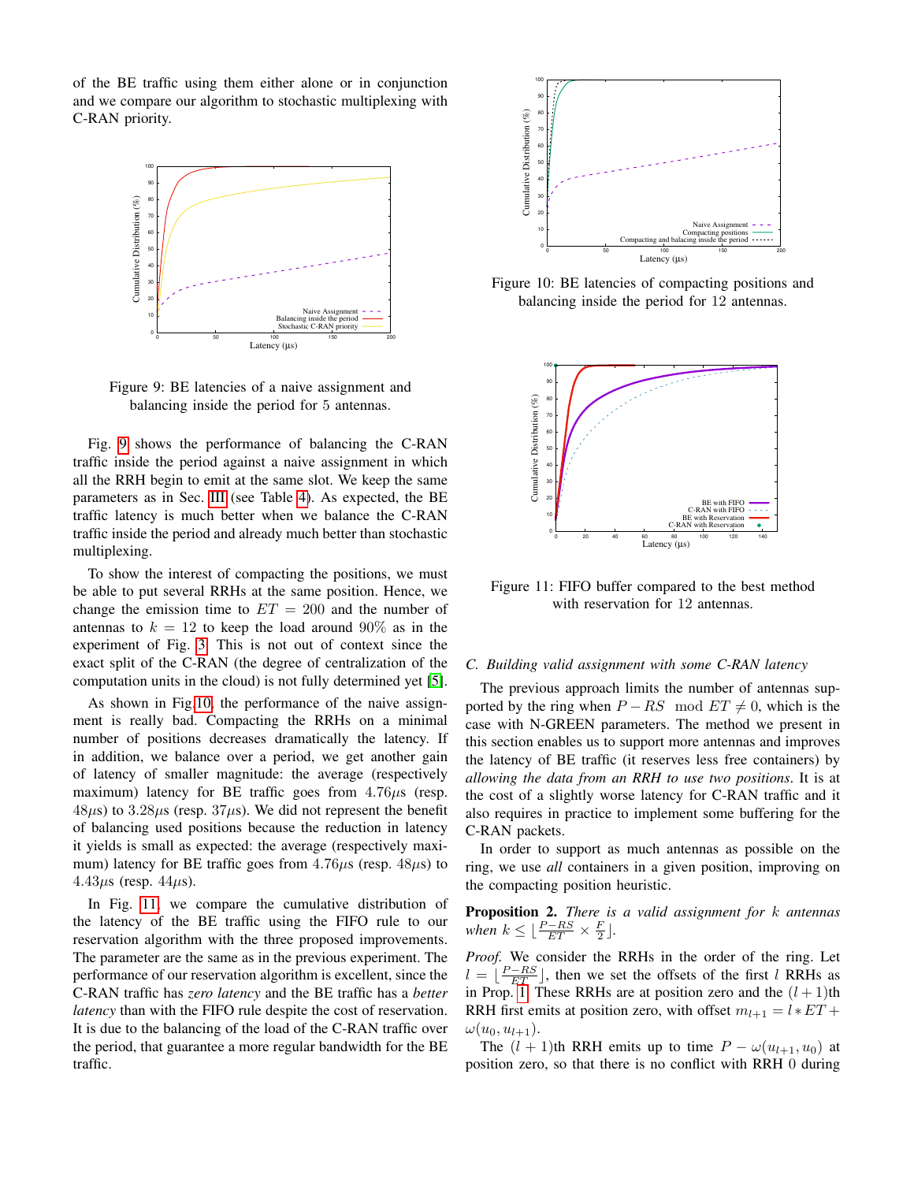of the BE traffic using them either alone or in conjunction and we compare our algorithm to stochastic multiplexing with C-RAN priority.

Figure 9: BE latencies of a naive assignment and balancing inside the period for 5 antennas.

Fig. 9 shows the performance of balancing the C-RAN traffic inside the period against a naive assignment in which all the RRH begin to emit at the same slot. We keep the same parameters as in Sec. III (see Table 4). As expected, the BE traffic latency is much better when we balance the C-RAN traffic inside the period and already much better than stochastic multiplexing.

To show the interest of compacting the positions, we must be able to put several RRHs at the same position. Hence, we change the emission time to $ET = 200$ and the number of antennas to $k = 12$ to keep the load around $90\%$ as in the experiment of Fig. 3. This is not out of context since the exact split of the C-RAN (the degree of centralization of the computation units in the cloud) is not fully determined yet [5].

As shown in Fig.10, the performance of the naive assignment is really bad. Compacting the RRHs on a minimal number of positions decreases dramatically the latency. If in addition, we balance over a period, we get another gain of latency of smaller magnitude: the average (respectively maximum) latency for BE traffic goes from $4.76\mu$s (resp. $48\mu$s) to $3.28\mu$s (resp. $37\mu$s). We did not represent the benefit of balancing used positions because the reduction in latency it yields is small as expected: the average (respectively maximum) latency for BE traffic goes from $4.76\mu$s (resp. $48\mu$s) to $4.43\mu$s (resp. $44\mu$s).

In Fig. 11, we compare the cumulative distribution of the latency of the BE traffic using the FIFO rule to our reservation algorithm with the three proposed improvements. The parameter are the same as in the previous experiment. The performance of our reservation algorithm is excellent, since the C-RAN traffic has *zero latency* and the BE traffic has a *better latency* than with the FIFO rule despite the cost of reservation. It is due to the balancing of the load of the C-RAN traffic over the period, that guarantee a more regular bandwidth for the BE traffic.

Figure 10: BE latencies of compacting positions and balancing inside the period for 12 antennas.

Figure 11: FIFO buffer compared to the best method with reservation for 12 antennas.

### C. Building valid assignment with some C-RAN latency

The previous approach limits the number of antennas supported by the ring when $P - RS \mod ET \neq 0$, which is the case with N-GREEN parameters. The method we present in this section enables us to support more antennas and improves the latency of BE traffic (it reserves less free containers) by *allowing the data from an RRH to use two positions*. It is at the cost of a slightly worse latency for C-RAN traffic and it also requires in practice to implement some buffering for the C-RAN packets.

In order to support as much antennas as possible on the ring, we use *all* containers in a given position, improving on the compacting position heuristic.

**Proposition 2.** *There is a valid assignment for $k$ antennas when $k \leq \lfloor \frac{P-RS}{ET} \times \frac{F}{2} \rfloor$.*

*Proof.* We consider the RRHs in the order of the ring. Let $l = \lfloor \frac{P-RS}{ET} \rfloor$, then we set the offsets of the first $l$ RRHs as in Prop. 1. These RRHs are at position zero and the $(l+1)$th RRH first emits at position zero, with offset $m_{l+1} = l * ET + \omega(u_0, u_{l+1})$.

The $(l+1)$th RRH emits up to time $P - \omega(u_{l+1}, u_0)$ at position zero, so that there is no conflict with RRH 0 during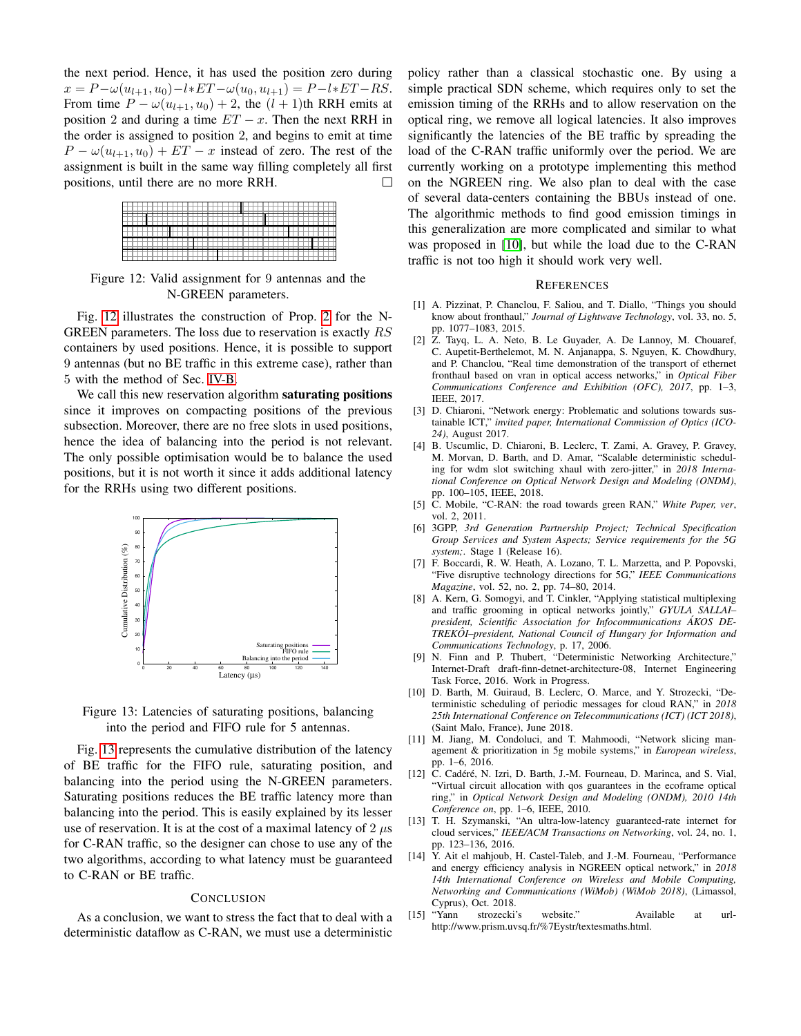the next period. Hence, it has used the position zero during $x = P - \omega(u_{l+1}, u_0) - l*ET - \omega(u_0, u_{l+1}) = P - l*ET - RS$. From time $P - \omega(u_{l+1}, u_0) + 2$, the $(l+1)$th RRH emits at position 2 and during a time $ET - x$. Then the next RRH in the order is assigned to position 2, and begins to emit at time $P - \omega(u_{l+1}, u_0) + ET - x$ instead of zero. The rest of the assignment is built in the same way filling completely all first positions, until there are no more RRH. □

Figure 12: Valid assignment for 9 antennas and the N-GREEN parameters.

Fig. 12 illustrates the construction of Prop. 2 for the N-GREEN parameters. The loss due to reservation is exactly $RS$ containers by used positions. Hence, it is possible to support 9 antennas (but no BE traffic in this extreme case), rather than 5 with the method of Sec. IV-B.

We call this new reservation algorithm **saturating positions** since it improves on compacting positions of the previous subsection. Moreover, there are no free slots in used positions, hence the idea of balancing into the period is not relevant. The only possible optimisation would be to balance the used positions, but it is not worth it since it adds additional latency for the RRHs using two different positions.

Cumulative Distribution (%)
Latency (µs)
0 20 40 60 80 100 120 140
0 10 20 30 40 50 60 70 80 90 100
Saturating positions
FIFO rule
Balancing into the period

Figure 13: Latencies of saturating positions, balancing into the period and FIFO rule for 5 antennas.

Fig. 13 represents the cumulative distribution of the latency of BE traffic for the FIFO rule, saturating position, and balancing into the period using the N-GREEN parameters. Saturating positions reduces the BE traffic latency more than balancing into the period. This is easily explained by its lesser use of reservation. It is at the cost of a maximal latency of 2 $\mu$s for C-RAN traffic, so the designer can chose to use any of the two algorithms, according to what latency must be guaranteed to C-RAN or BE traffic.

## Conclusion

As a conclusion, we want to stress the fact that to deal with a deterministic dataflow as C-RAN, we must use a deterministic policy rather than a classical stochastic one. By using a simple practical SDN scheme, which requires only to set the emission timing of the RRHs and to allow reservation on the optical ring, we remove all logical latencies. It also improves significantly the latencies of the BE traffic by spreading the load of the C-RAN traffic uniformly over the period. We are currently working on a prototype implementing this method on the NGREEN ring. We also plan to deal with the case of several data-centers containing the BBUs instead of one. The algorithmic methods to find good emission timings in this generalization are more complicated and similar to what was proposed in [10], but while the load due to the C-RAN traffic is not too high it should work very well.

## References

[1] A. Pizzinat, P. Chanclou, F. Saliou, and T. Diallo, "Things you should know about fronthaul," *Journal of Lightwave Technology*, vol. 33, no. 5, pp. 1077–1083, 2015.

[2] Z. Tayq, L. A. Neto, B. Le Guyader, A. De Lannoy, M. Chouaref, C. Aupetit-Berthelemot, M. N. Anjanappa, S. Nguyen, K. Chowdhury, and P. Chanclou, "Real time demonstration of the transport of ethernet fronthaul based on vran in optical access networks," in *Optical Fiber Communications Conference and Exhibition (OFC), 2017*, pp. 1–3, IEEE, 2017.

[3] D. Chiaroni, "Network energy: Problematic and solutions towards sustainable ICT," *invited paper, International Commission of Optics (ICO-24)*, August 2017.

[4] B. Uscumlic, D. Chiaroni, B. Leclerc, T. Zami, A. Gravey, P. Gravey, M. Morvan, D. Barth, and D. Amar, "Scalable deterministic scheduling for wdm slot switching xhaul with zero-jitter," in *2018 International Conference on Optical Network Design and Modeling (ONDM)*, pp. 100–105, IEEE, 2018.

[5] C. Mobile, "C-RAN: the road towards green RAN," *White Paper, ver*, vol. 2, 2011.

[6] 3GPP, *3rd Generation Partnership Project; Technical Specification Group Services and System Aspects; Service requirements for the 5G system;*. Stage 1 (Release 16).

[7] F. Boccardi, R. W. Heath, A. Lozano, T. L. Marzetta, and P. Popovski, "Five disruptive technology directions for 5G," *IEEE Communications Magazine*, vol. 52, no. 2, pp. 74–80, 2014.

[8] A. Kern, G. Somogyi, and T. Cinkler, "Applying statistical multiplexing and traffic grooming in optical networks jointly," *GYULA SALLAI–president, Scientific Association for Infocommunications ÁKOS DETREKŐI–president, National Council of Hungary for Information and Communications Technology*, p. 17, 2006.

[9] N. Finn and P. Thubert, "Deterministic Networking Architecture," Internet-Draft draft-finn-detnet-architecture-08, Internet Engineering Task Force, 2016. Work in Progress.

[10] D. Barth, M. Guiraud, B. Leclerc, O. Marce, and Y. Strozecki, "Deterministic scheduling of periodic messages for cloud RAN," in *2018 25th International Conference on Telecommunications (ICT) (ICT 2018)*, (Saint Malo, France), June 2018.

[11] M. Jiang, M. Condoluci, and T. Mahmoodi, "Network slicing management & prioritization in 5g mobile systems," in *European wireless*, pp. 1–6, 2016.

[12] C. Cadéré, N. Izri, D. Barth, J.-M. Fourneau, D. Marinca, and S. Vial, "Virtual circuit allocation with qos guarantees in the ecoframe optical ring," in *Optical Network Design and Modeling (ONDM), 2010 14th Conference on*, pp. 1–6, IEEE, 2010.

[13] T. H. Szymanski, "An ultra-low-latency guaranteed-rate internet for cloud services," *IEEE/ACM Transactions on Networking*, vol. 24, no. 1, pp. 123–136, 2016.

[14] Y. Ait el mahjoub, H. Castel-Taleb, and J.-M. Fourneau, "Performance and energy efficiency analysis in NGREEN optical network," in *2018 14th International Conference on Wireless and Mobile Computing, Networking and Communications (WiMob) (WiMob 2018)*, (Limassol, Cyprus), Oct. 2018.

[15] "Yann strozecki's website." Available at url-http://www.prism.uvsq.fr/%7Eystr/textesmaths.html.